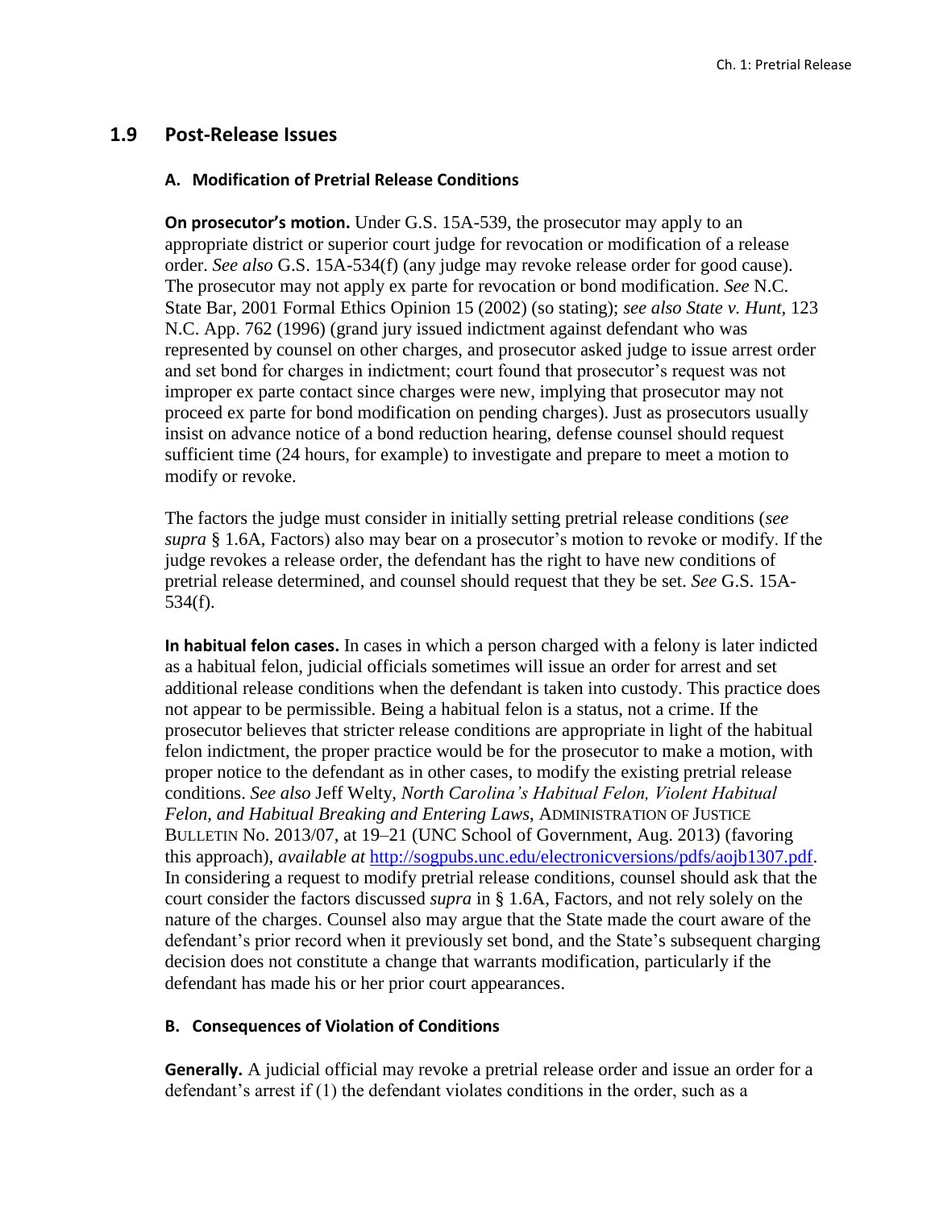## 1.9 Post-Release Issues

### A. Modification of Pretrial Release Conditions

**On prosecutor's motion.** Under G.S. 15A-539, the prosecutor may apply to an appropriate district or superior court judge for revocation or modification of a release order. *See also* G.S. 15A-534(f) (any judge may revoke release order for good cause). The prosecutor may not apply ex parte for revocation or bond modification. *See* N.C. State Bar, 2001 Formal Ethics Opinion 15 (2002) (so stating); *see also State v. Hunt*, 123 N.C. App. 762 (1996) (grand jury issued indictment against defendant who was represented by counsel on other charges, and prosecutor asked judge to issue arrest order and set bond for charges in indictment; court found that prosecutor's request was not improper ex parte contact since charges were new, implying that prosecutor may not proceed ex parte for bond modification on pending charges). Just as prosecutors usually insist on advance notice of a bond reduction hearing, defense counsel should request sufficient time (24 hours, for example) to investigate and prepare to meet a motion to modify or revoke.

The factors the judge must consider in initially setting pretrial release conditions (*see supra* § 1.6A, Factors) also may bear on a prosecutor's motion to revoke or modify. If the judge revokes a release order, the defendant has the right to have new conditions of pretrial release determined, and counsel should request that they be set. *See* G.S. 15A-534(f).

**In habitual felon cases.** In cases in which a person charged with a felony is later indicted as a habitual felon, judicial officials sometimes will issue an order for arrest and set additional release conditions when the defendant is taken into custody. This practice does not appear to be permissible. Being a habitual felon is a status, not a crime. If the prosecutor believes that stricter release conditions are appropriate in light of the habitual felon indictment, the proper practice would be for the prosecutor to make a motion, with proper notice to the defendant as in other cases, to modify the existing pretrial release conditions. *See also* Jeff Welty, *North Carolina's Habitual Felon, Violent Habitual Felon, and Habitual Breaking and Entering Laws*, ADMINISTRATION OF JUSTICE BULLETIN No. 2013/07, at 19–21 (UNC School of Government, Aug. 2013) (favoring this approach), *available at* [http://sogpubs.unc.edu/electronicversions/pdfs/aojb1307.pdf](http://sogpubs.unc.edu/electronicversions/pdfs/aojb1307.pdf). In considering a request to modify pretrial release conditions, counsel should ask that the court consider the factors discussed *supra* in § 1.6A, Factors, and not rely solely on the nature of the charges. Counsel also may argue that the State made the court aware of the defendant's prior record when it previously set bond, and the State's subsequent charging decision does not constitute a change that warrants modification, particularly if the defendant has made his or her prior court appearances.

### B. Consequences of Violation of Conditions

**Generally.** A judicial official may revoke a pretrial release order and issue an order for a defendant's arrest if (1) the defendant violates conditions in the order, such as a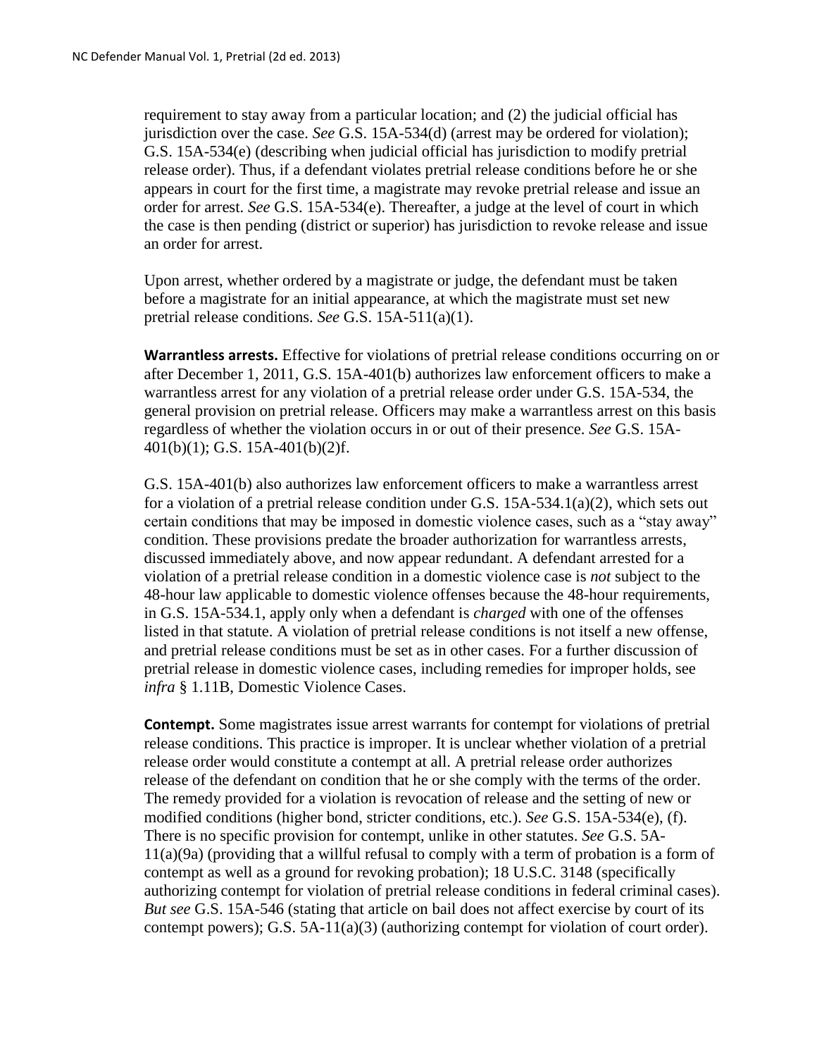requirement to stay away from a particular location; and (2) the judicial official has jurisdiction over the case. *See* G.S. 15A-534(d) (arrest may be ordered for violation); G.S. 15A-534(e) (describing when judicial official has jurisdiction to modify pretrial release order). Thus, if a defendant violates pretrial release conditions before he or she appears in court for the first time, a magistrate may revoke pretrial release and issue an order for arrest. *See* G.S. 15A-534(e). Thereafter, a judge at the level of court in which the case is then pending (district or superior) has jurisdiction to revoke release and issue an order for arrest.

Upon arrest, whether ordered by a magistrate or judge, the defendant must be taken before a magistrate for an initial appearance, at which the magistrate must set new pretrial release conditions. *See* G.S. 15A-511(a)(1).

**Warrantless arrests.** Effective for violations of pretrial release conditions occurring on or after December 1, 2011, G.S. 15A-401(b) authorizes law enforcement officers to make a warrantless arrest for any violation of a pretrial release order under G.S. 15A-534, the general provision on pretrial release. Officers may make a warrantless arrest on this basis regardless of whether the violation occurs in or out of their presence. *See* G.S. 15A-401(b)(1); G.S. 15A-401(b)(2)f.

G.S. 15A-401(b) also authorizes law enforcement officers to make a warrantless arrest for a violation of a pretrial release condition under G.S. 15A-534.1(a)(2), which sets out certain conditions that may be imposed in domestic violence cases, such as a "stay away" condition. These provisions predate the broader authorization for warrantless arrests, discussed immediately above, and now appear redundant. A defendant arrested for a violation of a pretrial release condition in a domestic violence case is *not* subject to the 48-hour law applicable to domestic violence offenses because the 48-hour requirements, in G.S. 15A-534.1, apply only when a defendant is *charged* with one of the offenses listed in that statute. A violation of pretrial release conditions is not itself a new offense, and pretrial release conditions must be set as in other cases. For a further discussion of pretrial release in domestic violence cases, including remedies for improper holds, see *infra* § 1.11B, Domestic Violence Cases.

**Contempt.** Some magistrates issue arrest warrants for contempt for violations of pretrial release conditions. This practice is improper. It is unclear whether violation of a pretrial release order would constitute a contempt at all. A pretrial release order authorizes release of the defendant on condition that he or she comply with the terms of the order. The remedy provided for a violation is revocation of release and the setting of new or modified conditions (higher bond, stricter conditions, etc.). *See* G.S. 15A-534(e), (f). There is no specific provision for contempt, unlike in other statutes. *See* G.S. 5A-11(a)(9a) (providing that a willful refusal to comply with a term of probation is a form of contempt as well as a ground for revoking probation); 18 U.S.C. 3148 (specifically authorizing contempt for violation of pretrial release conditions in federal criminal cases). *But see* G.S. 15A-546 (stating that article on bail does not affect exercise by court of its contempt powers); G.S. 5A-11(a)(3) (authorizing contempt for violation of court order).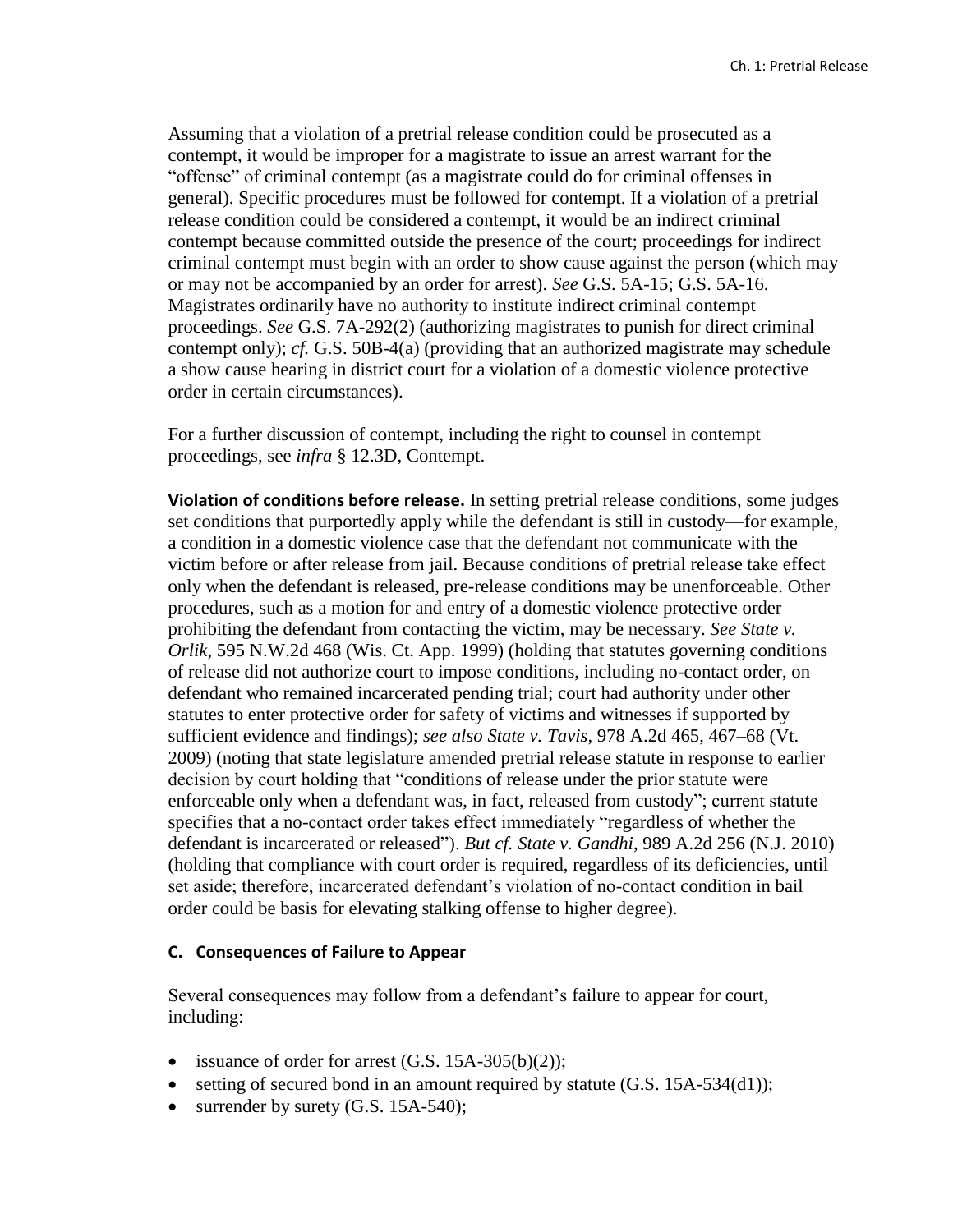Assuming that a violation of a pretrial release condition could be prosecuted as a contempt, it would be improper for a magistrate to issue an arrest warrant for the "offense" of criminal contempt (as a magistrate could do for criminal offenses in general). Specific procedures must be followed for contempt. If a violation of a pretrial release condition could be considered a contempt, it would be an indirect criminal contempt because committed outside the presence of the court; proceedings for indirect criminal contempt must begin with an order to show cause against the person (which may or may not be accompanied by an order for arrest). *See* G.S. 5A-15; G.S. 5A-16. Magistrates ordinarily have no authority to institute indirect criminal contempt proceedings. *See* G.S. 7A-292(2) (authorizing magistrates to punish for direct criminal contempt only); *cf.* G.S. 50B-4(a) (providing that an authorized magistrate may schedule a show cause hearing in district court for a violation of a domestic violence protective order in certain circumstances).

For a further discussion of contempt, including the right to counsel in contempt proceedings, see *infra* § 12.3D, Contempt.

**Violation of conditions before release.** In setting pretrial release conditions, some judges set conditions that purportedly apply while the defendant is still in custody—for example, a condition in a domestic violence case that the defendant not communicate with the victim before or after release from jail. Because conditions of pretrial release take effect only when the defendant is released, pre-release conditions may be unenforceable. Other procedures, such as a motion for and entry of a domestic violence protective order prohibiting the defendant from contacting the victim, may be necessary. *See State v. Orlik*, 595 N.W.2d 468 (Wis. Ct. App. 1999) (holding that statutes governing conditions of release did not authorize court to impose conditions, including no-contact order, on defendant who remained incarcerated pending trial; court had authority under other statutes to enter protective order for safety of victims and witnesses if supported by sufficient evidence and findings); *see also State v. Tavis*, 978 A.2d 465, 467–68 (Vt. 2009) (noting that state legislature amended pretrial release statute in response to earlier decision by court holding that "conditions of release under the prior statute were enforceable only when a defendant was, in fact, released from custody"; current statute specifies that a no-contact order takes effect immediately "regardless of whether the defendant is incarcerated or released"). *But cf. State v. Gandhi*, 989 A.2d 256 (N.J. 2010) (holding that compliance with court order is required, regardless of its deficiencies, until set aside; therefore, incarcerated defendant's violation of no-contact condition in bail order could be basis for elevating stalking offense to higher degree).

### C. Consequences of Failure to Appear

Several consequences may follow from a defendant's failure to appear for court, including:

- issuance of order for arrest (G.S. 15A-305(b)(2));
- setting of secured bond in an amount required by statute (G.S. 15A-534(d1));
- surrender by surety (G.S. 15A-540);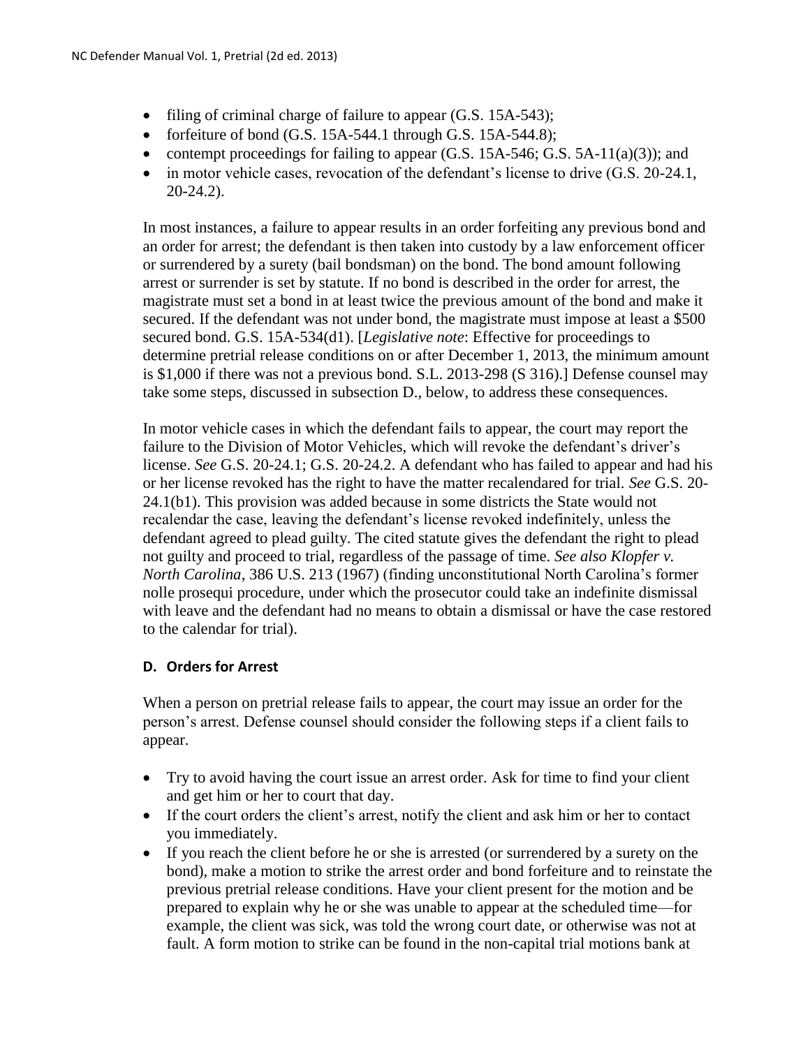- filing of criminal charge of failure to appear (G.S. 15A-543);
- forfeiture of bond (G.S. 15A-544.1 through G.S. 15A-544.8);
- contempt proceedings for failing to appear (G.S. 15A-546; G.S. 5A-11(a)(3)); and
- in motor vehicle cases, revocation of the defendant's license to drive (G.S. 20-24.1, 20-24.2).

In most instances, a failure to appear results in an order forfeiting any previous bond and an order for arrest; the defendant is then taken into custody by a law enforcement officer or surrendered by a surety (bail bondsman) on the bond. The bond amount following arrest or surrender is set by statute. If no bond is described in the order for arrest, the magistrate must set a bond in at least twice the previous amount of the bond and make it secured. If the defendant was not under bond, the magistrate must impose at least a $500 secured bond. G.S. 15A-534(d1). [*Legislative note*: Effective for proceedings to determine pretrial release conditions on or after December 1, 2013, the minimum amount is $1,000 if there was not a previous bond. S.L. 2013-298 (S 316).] Defense counsel may take some steps, discussed in subsection D., below, to address these consequences.

In motor vehicle cases in which the defendant fails to appear, the court may report the failure to the Division of Motor Vehicles, which will revoke the defendant's driver's license. *See* G.S. 20-24.1; G.S. 20-24.2. A defendant who has failed to appear and had his or her license revoked has the right to have the matter recalendared for trial. *See* G.S. 20-24.1(b1). This provision was added because in some districts the State would not recalendar the case, leaving the defendant's license revoked indefinitely, unless the defendant agreed to plead guilty. The cited statute gives the defendant the right to plead not guilty and proceed to trial, regardless of the passage of time. *See also Klopfer v. North Carolina*, 386 U.S. 213 (1967) (finding unconstitutional North Carolina's former nolle prosequi procedure, under which the prosecutor could take an indefinite dismissal with leave and the defendant had no means to obtain a dismissal or have the case restored to the calendar for trial).

### D. Orders for Arrest

When a person on pretrial release fails to appear, the court may issue an order for the person's arrest. Defense counsel should consider the following steps if a client fails to appear.

- Try to avoid having the court issue an arrest order. Ask for time to find your client and get him or her to court that day.
- If the court orders the client's arrest, notify the client and ask him or her to contact you immediately.
- If you reach the client before he or she is arrested (or surrendered by a surety on the bond), make a motion to strike the arrest order and bond forfeiture and to reinstate the previous pretrial release conditions. Have your client present for the motion and be prepared to explain why he or she was unable to appear at the scheduled time—for example, the client was sick, was told the wrong court date, or otherwise was not at fault. A form motion to strike can be found in the non-capital trial motions bank at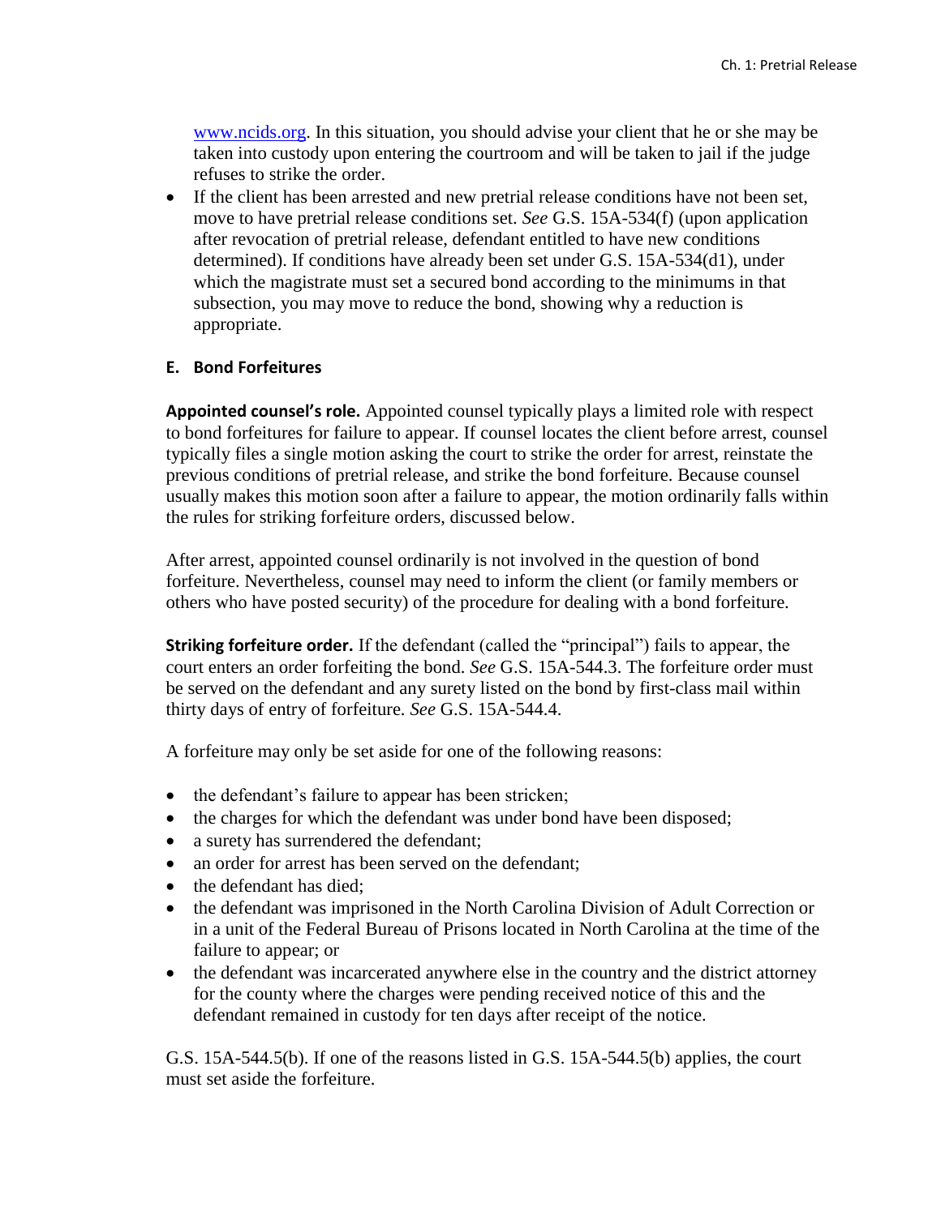www.ncids.org. In this situation, you should advise your client that he or she may be taken into custody upon entering the courtroom and will be taken to jail if the judge refuses to strike the order.

- If the client has been arrested and new pretrial release conditions have not been set, move to have pretrial release conditions set. *See* G.S. 15A-534(f) (upon application after revocation of pretrial release, defendant entitled to have new conditions determined). If conditions have already been set under G.S. 15A-534(d1), under which the magistrate must set a secured bond according to the minimums in that subsection, you may move to reduce the bond, showing why a reduction is appropriate.

### E. Bond Forfeitures

**Appointed counsel's role.** Appointed counsel typically plays a limited role with respect to bond forfeitures for failure to appear. If counsel locates the client before arrest, counsel typically files a single motion asking the court to strike the order for arrest, reinstate the previous conditions of pretrial release, and strike the bond forfeiture. Because counsel usually makes this motion soon after a failure to appear, the motion ordinarily falls within the rules for striking forfeiture orders, discussed below.

After arrest, appointed counsel ordinarily is not involved in the question of bond forfeiture. Nevertheless, counsel may need to inform the client (or family members or others who have posted security) of the procedure for dealing with a bond forfeiture.

**Striking forfeiture order.** If the defendant (called the "principal") fails to appear, the court enters an order forfeiting the bond. *See* G.S. 15A-544.3. The forfeiture order must be served on the defendant and any surety listed on the bond by first-class mail within thirty days of entry of forfeiture. *See* G.S. 15A-544.4.

A forfeiture may only be set aside for one of the following reasons:

- the defendant's failure to appear has been stricken;
- the charges for which the defendant was under bond have been disposed;
- a surety has surrendered the defendant;
- an order for arrest has been served on the defendant;
- the defendant has died;
- the defendant was imprisoned in the North Carolina Division of Adult Correction or in a unit of the Federal Bureau of Prisons located in North Carolina at the time of the failure to appear; or
- the defendant was incarcerated anywhere else in the country and the district attorney for the county where the charges were pending received notice of this and the defendant remained in custody for ten days after receipt of the notice.

G.S. 15A-544.5(b). If one of the reasons listed in G.S. 15A-544.5(b) applies, the court must set aside the forfeiture.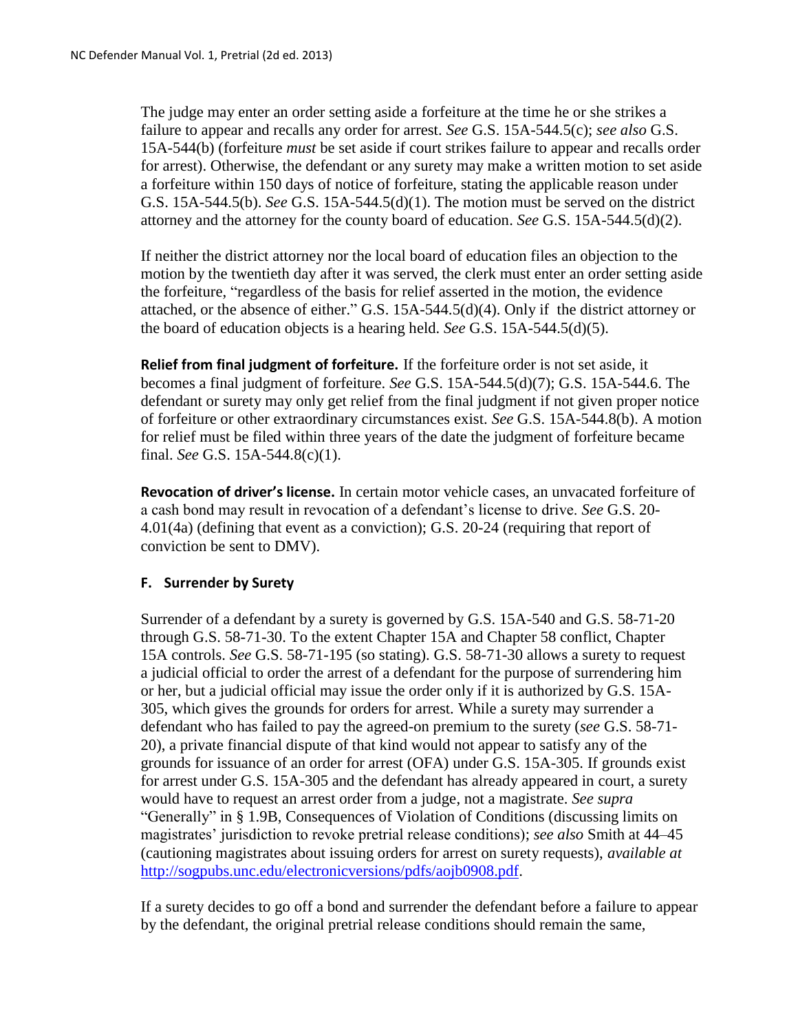The judge may enter an order setting aside a forfeiture at the time he or she strikes a failure to appear and recalls any order for arrest. *See* G.S. 15A-544.5(c); *see also* G.S. 15A-544(b) (forfeiture *must* be set aside if court strikes failure to appear and recalls order for arrest). Otherwise, the defendant or any surety may make a written motion to set aside a forfeiture within 150 days of notice of forfeiture, stating the applicable reason under G.S. 15A-544.5(b). *See* G.S. 15A-544.5(d)(1). The motion must be served on the district attorney and the attorney for the county board of education. *See* G.S. 15A-544.5(d)(2).

If neither the district attorney nor the local board of education files an objection to the motion by the twentieth day after it was served, the clerk must enter an order setting aside the forfeiture, "regardless of the basis for relief asserted in the motion, the evidence attached, or the absence of either." G.S. 15A-544.5(d)(4). Only if the district attorney or the board of education objects is a hearing held. *See* G.S. 15A-544.5(d)(5).

**Relief from final judgment of forfeiture.** If the forfeiture order is not set aside, it becomes a final judgment of forfeiture. *See* G.S. 15A-544.5(d)(7); G.S. 15A-544.6. The defendant or surety may only get relief from the final judgment if not given proper notice of forfeiture or other extraordinary circumstances exist. *See* G.S. 15A-544.8(b). A motion for relief must be filed within three years of the date the judgment of forfeiture became final. *See* G.S. 15A-544.8(c)(1).

**Revocation of driver's license.** In certain motor vehicle cases, an unvacated forfeiture of a cash bond may result in revocation of a defendant's license to drive. *See* G.S. 20-4.01(4a) (defining that event as a conviction); G.S. 20-24 (requiring that report of conviction be sent to DMV).

### F. Surrender by Surety

Surrender of a defendant by a surety is governed by G.S. 15A-540 and G.S. 58-71-20 through G.S. 58-71-30. To the extent Chapter 15A and Chapter 58 conflict, Chapter 15A controls. *See* G.S. 58-71-195 (so stating). G.S. 58-71-30 allows a surety to request a judicial official to order the arrest of a defendant for the purpose of surrendering him or her, but a judicial official may issue the order only if it is authorized by G.S. 15A-305, which gives the grounds for orders for arrest. While a surety may surrender a defendant who has failed to pay the agreed-on premium to the surety (*see* G.S. 58-71-20), a private financial dispute of that kind would not appear to satisfy any of the grounds for issuance of an order for arrest (OFA) under G.S. 15A-305. If grounds exist for arrest under G.S. 15A-305 and the defendant has already appeared in court, a surety would have to request an arrest order from a judge, not a magistrate. *See supra* "Generally" in § 1.9B, Consequences of Violation of Conditions (discussing limits on magistrates' jurisdiction to revoke pretrial release conditions); *see also* Smith at 44–45 (cautioning magistrates about issuing orders for arrest on surety requests), *available at* [http://sogpubs.unc.edu/electronicversions/pdfs/aojb0908.pdf](http://sogpubs.unc.edu/electronicversions/pdfs/aojb0908.pdf).

If a surety decides to go off a bond and surrender the defendant before a failure to appear by the defendant, the original pretrial release conditions should remain the same,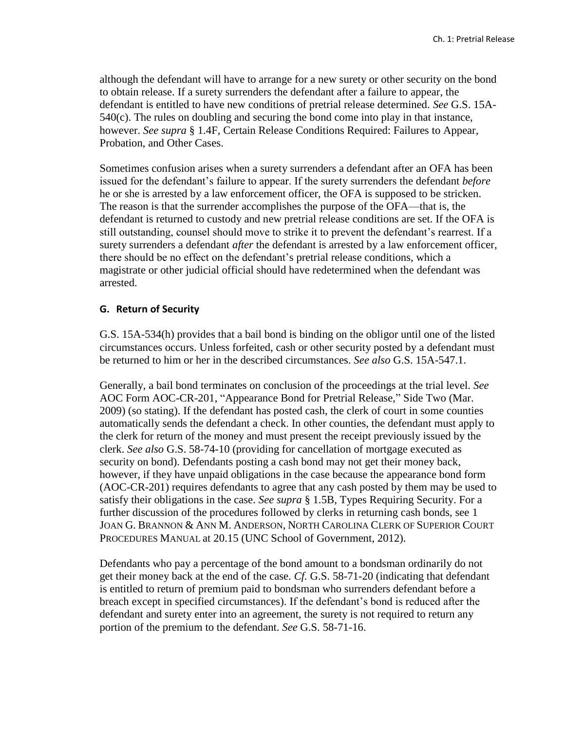although the defendant will have to arrange for a new surety or other security on the bond to obtain release. If a surety surrenders the defendant after a failure to appear, the defendant is entitled to have new conditions of pretrial release determined. *See* G.S. 15A-540(c). The rules on doubling and securing the bond come into play in that instance, however. *See supra* § 1.4F, Certain Release Conditions Required: Failures to Appear, Probation, and Other Cases.

Sometimes confusion arises when a surety surrenders a defendant after an OFA has been issued for the defendant's failure to appear. If the surety surrenders the defendant *before* he or she is arrested by a law enforcement officer, the OFA is supposed to be stricken. The reason is that the surrender accomplishes the purpose of the OFA—that is, the defendant is returned to custody and new pretrial release conditions are set. If the OFA is still outstanding, counsel should move to strike it to prevent the defendant's rearrest. If a surety surrenders a defendant *after* the defendant is arrested by a law enforcement officer, there should be no effect on the defendant's pretrial release conditions, which a magistrate or other judicial official should have redetermined when the defendant was arrested.

### G. Return of Security

G.S. 15A-534(h) provides that a bail bond is binding on the obligor until one of the listed circumstances occurs. Unless forfeited, cash or other security posted by a defendant must be returned to him or her in the described circumstances. *See also* G.S. 15A-547.1.

Generally, a bail bond terminates on conclusion of the proceedings at the trial level. *See* AOC Form AOC-CR-201, "Appearance Bond for Pretrial Release," Side Two (Mar. 2009) (so stating). If the defendant has posted cash, the clerk of court in some counties automatically sends the defendant a check. In other counties, the defendant must apply to the clerk for return of the money and must present the receipt previously issued by the clerk. *See also* G.S. 58-74-10 (providing for cancellation of mortgage executed as security on bond). Defendants posting a cash bond may not get their money back, however, if they have unpaid obligations in the case because the appearance bond form (AOC-CR-201) requires defendants to agree that any cash posted by them may be used to satisfy their obligations in the case. *See supra* § 1.5B, Types Requiring Security. For a further discussion of the procedures followed by clerks in returning cash bonds, see 1 JOAN G. BRANNON & ANN M. ANDERSON, NORTH CAROLINA CLERK OF SUPERIOR COURT PROCEDURES MANUAL at 20.15 (UNC School of Government, 2012).

Defendants who pay a percentage of the bond amount to a bondsman ordinarily do not get their money back at the end of the case. *Cf.* G.S. 58-71-20 (indicating that defendant is entitled to return of premium paid to bondsman who surrenders defendant before a breach except in specified circumstances). If the defendant's bond is reduced after the defendant and surety enter into an agreement, the surety is not required to return any portion of the premium to the defendant. *See* G.S. 58-71-16.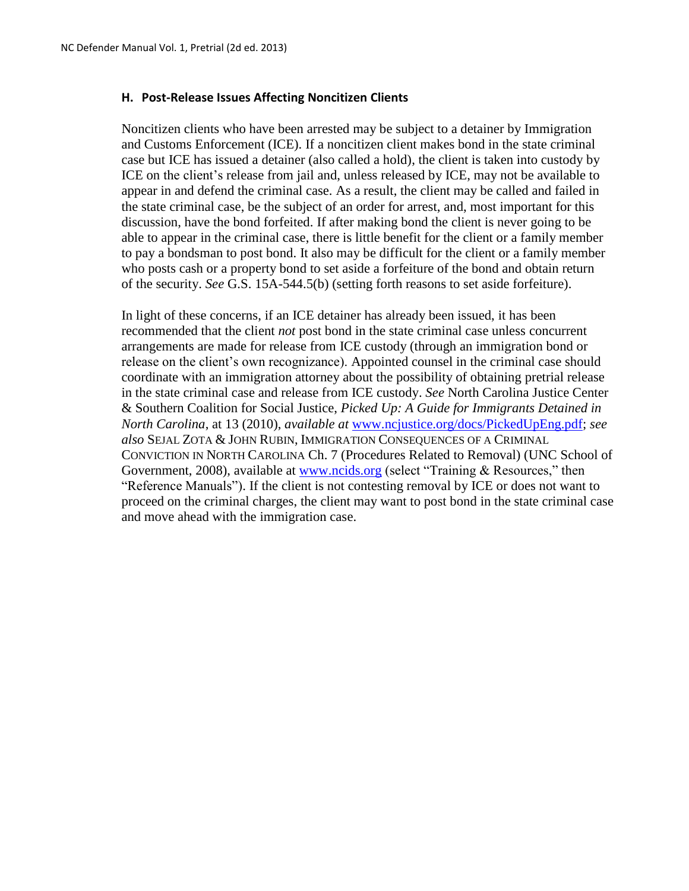### H. Post-Release Issues Affecting Noncitizen Clients

Noncitizen clients who have been arrested may be subject to a detainer by Immigration and Customs Enforcement (ICE). If a noncitizen client makes bond in the state criminal case but ICE has issued a detainer (also called a hold), the client is taken into custody by ICE on the client's release from jail and, unless released by ICE, may not be available to appear in and defend the criminal case. As a result, the client may be called and failed in the state criminal case, be the subject of an order for arrest, and, most important for this discussion, have the bond forfeited. If after making bond the client is never going to be able to appear in the criminal case, there is little benefit for the client or a family member to pay a bondsman to post bond. It also may be difficult for the client or a family member who posts cash or a property bond to set aside a forfeiture of the bond and obtain return of the security. *See* G.S. 15A-544.5(b) (setting forth reasons to set aside forfeiture).

In light of these concerns, if an ICE detainer has already been issued, it has been recommended that the client *not* post bond in the state criminal case unless concurrent arrangements are made for release from ICE custody (through an immigration bond or release on the client's own recognizance). Appointed counsel in the criminal case should coordinate with an immigration attorney about the possibility of obtaining pretrial release in the state criminal case and release from ICE custody. *See* North Carolina Justice Center & Southern Coalition for Social Justice, *Picked Up: A Guide for Immigrants Detained in North Carolina*, at 13 (2010), *available at* [www.ncjustice.org/docs/PickedUpEng.pdf](http://www.ncjustice.org/docs/PickedUpEng.pdf); *see also* SEJAL ZOTA & JOHN RUBIN, IMMIGRATION CONSEQUENCES OF A CRIMINAL CONVICTION IN NORTH CAROLINA Ch. 7 (Procedures Related to Removal) (UNC School of Government, 2008), available at [www.ncids.org](http://www.ncids.org) (select "Training & Resources," then "Reference Manuals"). If the client is not contesting removal by ICE or does not want to proceed on the criminal charges, the client may want to post bond in the state criminal case and move ahead with the immigration case.